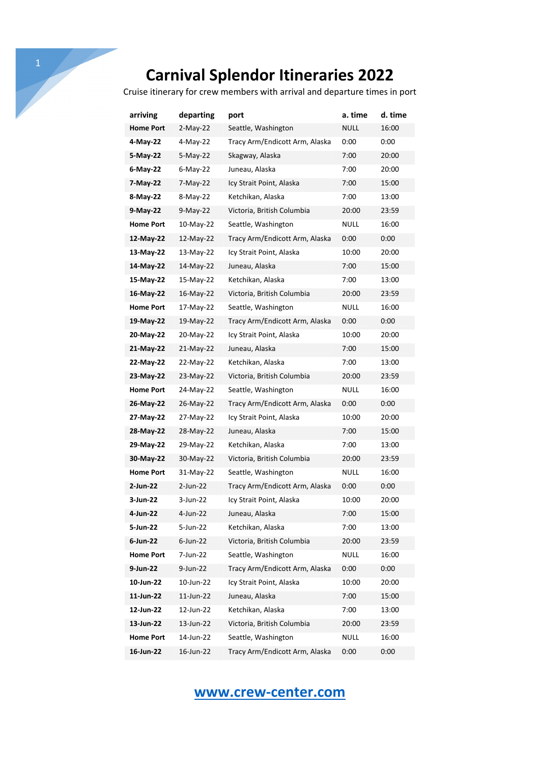# Carnival Splendor Itineraries 2022

Cruise itinerary for crew members with arrival and departure times in port

| arriving | departing | port | a. time | d. time |
|---|---|---|---|---|
| **Home Port** | 2-May-22 | Seattle, Washington | NULL | 16:00 |
| **4-May-22** | 4-May-22 | Tracy Arm/Endicott Arm, Alaska | 0:00 | 0:00 |
| **5-May-22** | 5-May-22 | Skagway, Alaska | 7:00 | 20:00 |
| **6-May-22** | 6-May-22 | Juneau, Alaska | 7:00 | 20:00 |
| **7-May-22** | 7-May-22 | Icy Strait Point, Alaska | 7:00 | 15:00 |
| **8-May-22** | 8-May-22 | Ketchikan, Alaska | 7:00 | 13:00 |
| **9-May-22** | 9-May-22 | Victoria, British Columbia | 20:00 | 23:59 |
| **Home Port** | 10-May-22 | Seattle, Washington | NULL | 16:00 |
| **12-May-22** | 12-May-22 | Tracy Arm/Endicott Arm, Alaska | 0:00 | 0:00 |
| **13-May-22** | 13-May-22 | Icy Strait Point, Alaska | 10:00 | 20:00 |
| **14-May-22** | 14-May-22 | Juneau, Alaska | 7:00 | 15:00 |
| **15-May-22** | 15-May-22 | Ketchikan, Alaska | 7:00 | 13:00 |
| **16-May-22** | 16-May-22 | Victoria, British Columbia | 20:00 | 23:59 |
| **Home Port** | 17-May-22 | Seattle, Washington | NULL | 16:00 |
| **19-May-22** | 19-May-22 | Tracy Arm/Endicott Arm, Alaska | 0:00 | 0:00 |
| **20-May-22** | 20-May-22 | Icy Strait Point, Alaska | 10:00 | 20:00 |
| **21-May-22** | 21-May-22 | Juneau, Alaska | 7:00 | 15:00 |
| **22-May-22** | 22-May-22 | Ketchikan, Alaska | 7:00 | 13:00 |
| **23-May-22** | 23-May-22 | Victoria, British Columbia | 20:00 | 23:59 |
| **Home Port** | 24-May-22 | Seattle, Washington | NULL | 16:00 |
| **26-May-22** | 26-May-22 | Tracy Arm/Endicott Arm, Alaska | 0:00 | 0:00 |
| **27-May-22** | 27-May-22 | Icy Strait Point, Alaska | 10:00 | 20:00 |
| **28-May-22** | 28-May-22 | Juneau, Alaska | 7:00 | 15:00 |
| **29-May-22** | 29-May-22 | Ketchikan, Alaska | 7:00 | 13:00 |
| **30-May-22** | 30-May-22 | Victoria, British Columbia | 20:00 | 23:59 |
| **Home Port** | 31-May-22 | Seattle, Washington | NULL | 16:00 |
| **2-Jun-22** | 2-Jun-22 | Tracy Arm/Endicott Arm, Alaska | 0:00 | 0:00 |
| **3-Jun-22** | 3-Jun-22 | Icy Strait Point, Alaska | 10:00 | 20:00 |
| **4-Jun-22** | 4-Jun-22 | Juneau, Alaska | 7:00 | 15:00 |
| **5-Jun-22** | 5-Jun-22 | Ketchikan, Alaska | 7:00 | 13:00 |
| **6-Jun-22** | 6-Jun-22 | Victoria, British Columbia | 20:00 | 23:59 |
| **Home Port** | 7-Jun-22 | Seattle, Washington | NULL | 16:00 |
| **9-Jun-22** | 9-Jun-22 | Tracy Arm/Endicott Arm, Alaska | 0:00 | 0:00 |
| **10-Jun-22** | 10-Jun-22 | Icy Strait Point, Alaska | 10:00 | 20:00 |
| **11-Jun-22** | 11-Jun-22 | Juneau, Alaska | 7:00 | 15:00 |
| **12-Jun-22** | 12-Jun-22 | Ketchikan, Alaska | 7:00 | 13:00 |
| **13-Jun-22** | 13-Jun-22 | Victoria, British Columbia | 20:00 | 23:59 |
| **Home Port** | 14-Jun-22 | Seattle, Washington | NULL | 16:00 |
| **16-Jun-22** | 16-Jun-22 | Tracy Arm/Endicott Arm, Alaska | 0:00 | 0:00 |

[www.crew-center.com](http://www.crew-center.com)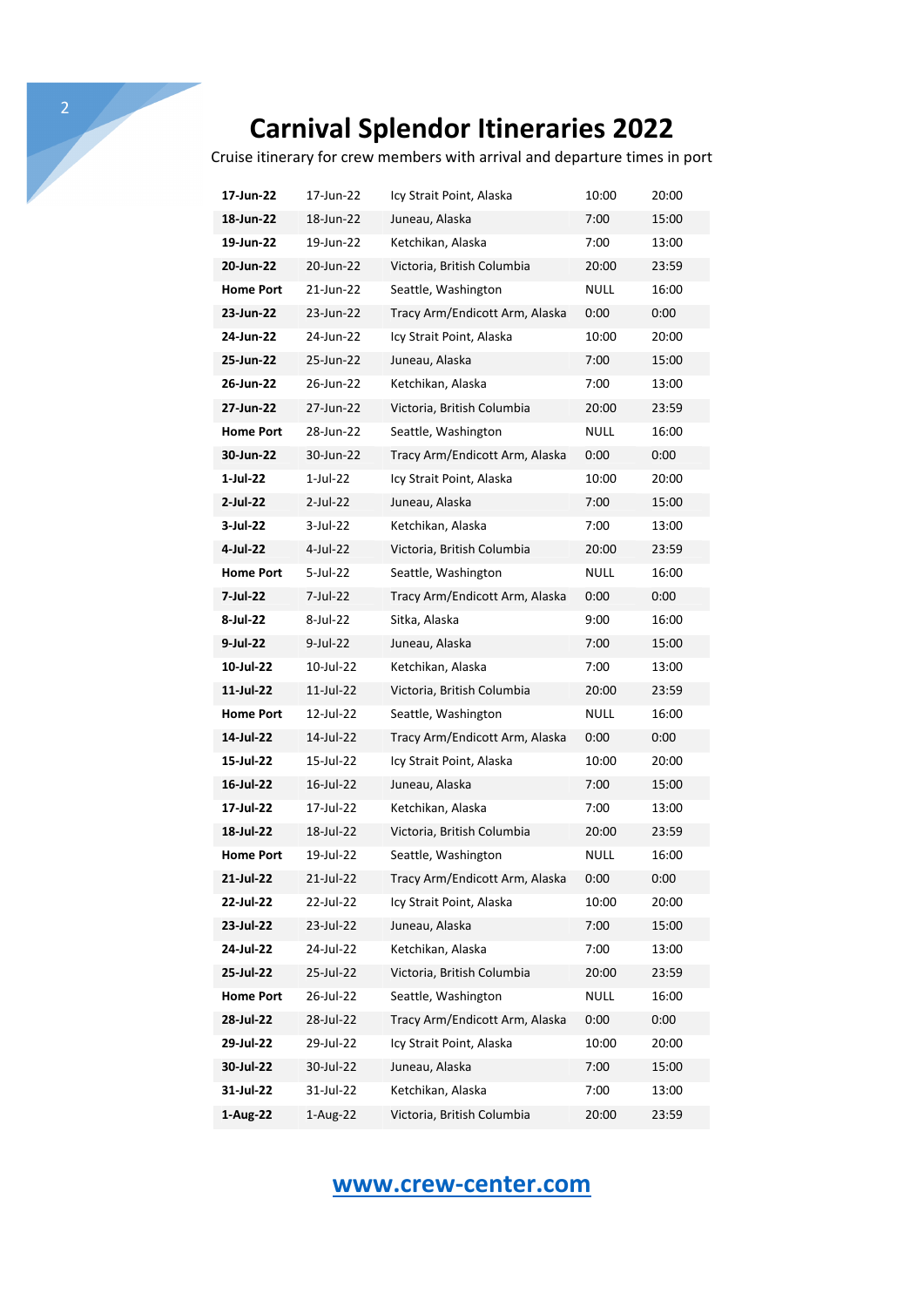# Carnival Splendor Itineraries 2022

Cruise itinerary for crew members with arrival and departure times in port

| | | | | |
|---|---|---|---|---|
| **17-Jun-22** | 17-Jun-22 | Icy Strait Point, Alaska | 10:00 | 20:00 |
| **18-Jun-22** | 18-Jun-22 | Juneau, Alaska | 7:00 | 15:00 |
| **19-Jun-22** | 19-Jun-22 | Ketchikan, Alaska | 7:00 | 13:00 |
| **20-Jun-22** | 20-Jun-22 | Victoria, British Columbia | 20:00 | 23:59 |
| **Home Port** | 21-Jun-22 | Seattle, Washington | NULL | 16:00 |
| **23-Jun-22** | 23-Jun-22 | Tracy Arm/Endicott Arm, Alaska | 0:00 | 0:00 |
| **24-Jun-22** | 24-Jun-22 | Icy Strait Point, Alaska | 10:00 | 20:00 |
| **25-Jun-22** | 25-Jun-22 | Juneau, Alaska | 7:00 | 15:00 |
| **26-Jun-22** | 26-Jun-22 | Ketchikan, Alaska | 7:00 | 13:00 |
| **27-Jun-22** | 27-Jun-22 | Victoria, British Columbia | 20:00 | 23:59 |
| **Home Port** | 28-Jun-22 | Seattle, Washington | NULL | 16:00 |
| **30-Jun-22** | 30-Jun-22 | Tracy Arm/Endicott Arm, Alaska | 0:00 | 0:00 |
| **1-Jul-22** | 1-Jul-22 | Icy Strait Point, Alaska | 10:00 | 20:00 |
| **2-Jul-22** | 2-Jul-22 | Juneau, Alaska | 7:00 | 15:00 |
| **3-Jul-22** | 3-Jul-22 | Ketchikan, Alaska | 7:00 | 13:00 |
| **4-Jul-22** | 4-Jul-22 | Victoria, British Columbia | 20:00 | 23:59 |
| **Home Port** | 5-Jul-22 | Seattle, Washington | NULL | 16:00 |
| **7-Jul-22** | 7-Jul-22 | Tracy Arm/Endicott Arm, Alaska | 0:00 | 0:00 |
| **8-Jul-22** | 8-Jul-22 | Sitka, Alaska | 9:00 | 16:00 |
| **9-Jul-22** | 9-Jul-22 | Juneau, Alaska | 7:00 | 15:00 |
| **10-Jul-22** | 10-Jul-22 | Ketchikan, Alaska | 7:00 | 13:00 |
| **11-Jul-22** | 11-Jul-22 | Victoria, British Columbia | 20:00 | 23:59 |
| **Home Port** | 12-Jul-22 | Seattle, Washington | NULL | 16:00 |
| **14-Jul-22** | 14-Jul-22 | Tracy Arm/Endicott Arm, Alaska | 0:00 | 0:00 |
| **15-Jul-22** | 15-Jul-22 | Icy Strait Point, Alaska | 10:00 | 20:00 |
| **16-Jul-22** | 16-Jul-22 | Juneau, Alaska | 7:00 | 15:00 |
| **17-Jul-22** | 17-Jul-22 | Ketchikan, Alaska | 7:00 | 13:00 |
| **18-Jul-22** | 18-Jul-22 | Victoria, British Columbia | 20:00 | 23:59 |
| **Home Port** | 19-Jul-22 | Seattle, Washington | NULL | 16:00 |
| **21-Jul-22** | 21-Jul-22 | Tracy Arm/Endicott Arm, Alaska | 0:00 | 0:00 |
| **22-Jul-22** | 22-Jul-22 | Icy Strait Point, Alaska | 10:00 | 20:00 |
| **23-Jul-22** | 23-Jul-22 | Juneau, Alaska | 7:00 | 15:00 |
| **24-Jul-22** | 24-Jul-22 | Ketchikan, Alaska | 7:00 | 13:00 |
| **25-Jul-22** | 25-Jul-22 | Victoria, British Columbia | 20:00 | 23:59 |
| **Home Port** | 26-Jul-22 | Seattle, Washington | NULL | 16:00 |
| **28-Jul-22** | 28-Jul-22 | Tracy Arm/Endicott Arm, Alaska | 0:00 | 0:00 |
| **29-Jul-22** | 29-Jul-22 | Icy Strait Point, Alaska | 10:00 | 20:00 |
| **30-Jul-22** | 30-Jul-22 | Juneau, Alaska | 7:00 | 15:00 |
| **31-Jul-22** | 31-Jul-22 | Ketchikan, Alaska | 7:00 | 13:00 |
| **1-Aug-22** | 1-Aug-22 | Victoria, British Columbia | 20:00 | 23:59 |

[www.crew-center.com](http://www.crew-center.com)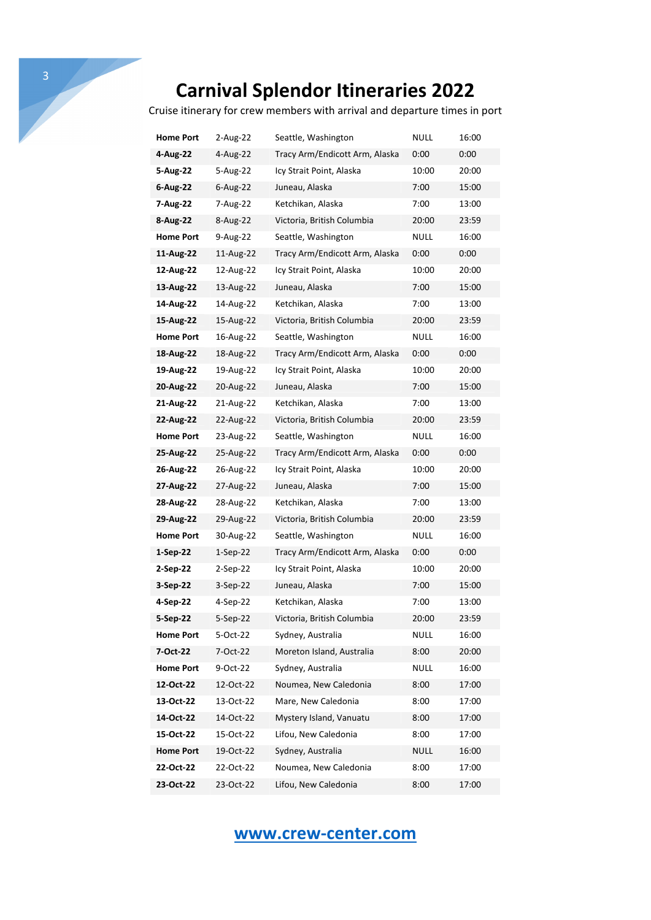# Carnival Splendor Itineraries 2022

Cruise itinerary for crew members with arrival and departure times in port

| | | | | |
|---|---|---|---|---|
| **Home Port** | 2-Aug-22 | Seattle, Washington | NULL | 16:00 |
| **4-Aug-22** | 4-Aug-22 | Tracy Arm/Endicott Arm, Alaska | 0:00 | 0:00 |
| **5-Aug-22** | 5-Aug-22 | Icy Strait Point, Alaska | 10:00 | 20:00 |
| **6-Aug-22** | 6-Aug-22 | Juneau, Alaska | 7:00 | 15:00 |
| **7-Aug-22** | 7-Aug-22 | Ketchikan, Alaska | 7:00 | 13:00 |
| **8-Aug-22** | 8-Aug-22 | Victoria, British Columbia | 20:00 | 23:59 |
| **Home Port** | 9-Aug-22 | Seattle, Washington | NULL | 16:00 |
| **11-Aug-22** | 11-Aug-22 | Tracy Arm/Endicott Arm, Alaska | 0:00 | 0:00 |
| **12-Aug-22** | 12-Aug-22 | Icy Strait Point, Alaska | 10:00 | 20:00 |
| **13-Aug-22** | 13-Aug-22 | Juneau, Alaska | 7:00 | 15:00 |
| **14-Aug-22** | 14-Aug-22 | Ketchikan, Alaska | 7:00 | 13:00 |
| **15-Aug-22** | 15-Aug-22 | Victoria, British Columbia | 20:00 | 23:59 |
| **Home Port** | 16-Aug-22 | Seattle, Washington | NULL | 16:00 |
| **18-Aug-22** | 18-Aug-22 | Tracy Arm/Endicott Arm, Alaska | 0:00 | 0:00 |
| **19-Aug-22** | 19-Aug-22 | Icy Strait Point, Alaska | 10:00 | 20:00 |
| **20-Aug-22** | 20-Aug-22 | Juneau, Alaska | 7:00 | 15:00 |
| **21-Aug-22** | 21-Aug-22 | Ketchikan, Alaska | 7:00 | 13:00 |
| **22-Aug-22** | 22-Aug-22 | Victoria, British Columbia | 20:00 | 23:59 |
| **Home Port** | 23-Aug-22 | Seattle, Washington | NULL | 16:00 |
| **25-Aug-22** | 25-Aug-22 | Tracy Arm/Endicott Arm, Alaska | 0:00 | 0:00 |
| **26-Aug-22** | 26-Aug-22 | Icy Strait Point, Alaska | 10:00 | 20:00 |
| **27-Aug-22** | 27-Aug-22 | Juneau, Alaska | 7:00 | 15:00 |
| **28-Aug-22** | 28-Aug-22 | Ketchikan, Alaska | 7:00 | 13:00 |
| **29-Aug-22** | 29-Aug-22 | Victoria, British Columbia | 20:00 | 23:59 |
| **Home Port** | 30-Aug-22 | Seattle, Washington | NULL | 16:00 |
| **1-Sep-22** | 1-Sep-22 | Tracy Arm/Endicott Arm, Alaska | 0:00 | 0:00 |
| **2-Sep-22** | 2-Sep-22 | Icy Strait Point, Alaska | 10:00 | 20:00 |
| **3-Sep-22** | 3-Sep-22 | Juneau, Alaska | 7:00 | 15:00 |
| **4-Sep-22** | 4-Sep-22 | Ketchikan, Alaska | 7:00 | 13:00 |
| **5-Sep-22** | 5-Sep-22 | Victoria, British Columbia | 20:00 | 23:59 |
| **Home Port** | 5-Oct-22 | Sydney, Australia | NULL | 16:00 |
| **7-Oct-22** | 7-Oct-22 | Moreton Island, Australia | 8:00 | 20:00 |
| **Home Port** | 9-Oct-22 | Sydney, Australia | NULL | 16:00 |
| **12-Oct-22** | 12-Oct-22 | Noumea, New Caledonia | 8:00 | 17:00 |
| **13-Oct-22** | 13-Oct-22 | Mare, New Caledonia | 8:00 | 17:00 |
| **14-Oct-22** | 14-Oct-22 | Mystery Island, Vanuatu | 8:00 | 17:00 |
| **15-Oct-22** | 15-Oct-22 | Lifou, New Caledonia | 8:00 | 17:00 |
| **Home Port** | 19-Oct-22 | Sydney, Australia | NULL | 16:00 |
| **22-Oct-22** | 22-Oct-22 | Noumea, New Caledonia | 8:00 | 17:00 |
| **23-Oct-22** | 23-Oct-22 | Lifou, New Caledonia | 8:00 | 17:00 |

[www.crew-center.com](http://www.crew-center.com)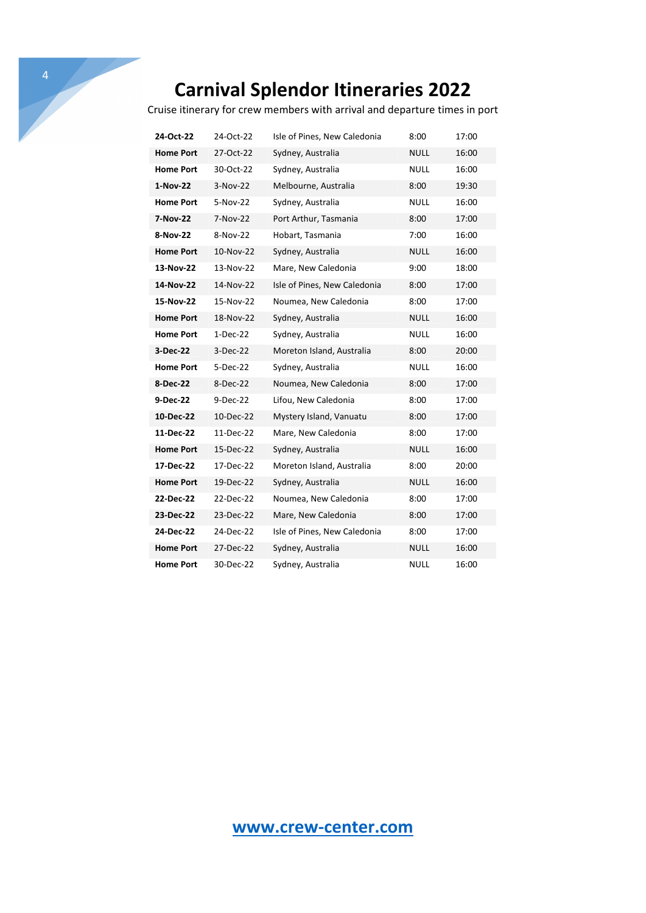# Carnival Splendor Itineraries 2022

Cruise itinerary for crew members with arrival and departure times in port

| | | | | |
|---|---|---|---|---|
| **24-Oct-22** | 24-Oct-22 | Isle of Pines, New Caledonia | 8:00 | 17:00 |
| **Home Port** | 27-Oct-22 | Sydney, Australia | NULL | 16:00 |
| **Home Port** | 30-Oct-22 | Sydney, Australia | NULL | 16:00 |
| **1-Nov-22** | 3-Nov-22 | Melbourne, Australia | 8:00 | 19:30 |
| **Home Port** | 5-Nov-22 | Sydney, Australia | NULL | 16:00 |
| **7-Nov-22** | 7-Nov-22 | Port Arthur, Tasmania | 8:00 | 17:00 |
| **8-Nov-22** | 8-Nov-22 | Hobart, Tasmania | 7:00 | 16:00 |
| **Home Port** | 10-Nov-22 | Sydney, Australia | NULL | 16:00 |
| **13-Nov-22** | 13-Nov-22 | Mare, New Caledonia | 9:00 | 18:00 |
| **14-Nov-22** | 14-Nov-22 | Isle of Pines, New Caledonia | 8:00 | 17:00 |
| **15-Nov-22** | 15-Nov-22 | Noumea, New Caledonia | 8:00 | 17:00 |
| **Home Port** | 18-Nov-22 | Sydney, Australia | NULL | 16:00 |
| **Home Port** | 1-Dec-22 | Sydney, Australia | NULL | 16:00 |
| **3-Dec-22** | 3-Dec-22 | Moreton Island, Australia | 8:00 | 20:00 |
| **Home Port** | 5-Dec-22 | Sydney, Australia | NULL | 16:00 |
| **8-Dec-22** | 8-Dec-22 | Noumea, New Caledonia | 8:00 | 17:00 |
| **9-Dec-22** | 9-Dec-22 | Lifou, New Caledonia | 8:00 | 17:00 |
| **10-Dec-22** | 10-Dec-22 | Mystery Island, Vanuatu | 8:00 | 17:00 |
| **11-Dec-22** | 11-Dec-22 | Mare, New Caledonia | 8:00 | 17:00 |
| **Home Port** | 15-Dec-22 | Sydney, Australia | NULL | 16:00 |
| **17-Dec-22** | 17-Dec-22 | Moreton Island, Australia | 8:00 | 20:00 |
| **Home Port** | 19-Dec-22 | Sydney, Australia | NULL | 16:00 |
| **22-Dec-22** | 22-Dec-22 | Noumea, New Caledonia | 8:00 | 17:00 |
| **23-Dec-22** | 23-Dec-22 | Mare, New Caledonia | 8:00 | 17:00 |
| **24-Dec-22** | 24-Dec-22 | Isle of Pines, New Caledonia | 8:00 | 17:00 |
| **Home Port** | 27-Dec-22 | Sydney, Australia | NULL | 16:00 |
| **Home Port** | 30-Dec-22 | Sydney, Australia | NULL | 16:00 |

www.crew-center.com